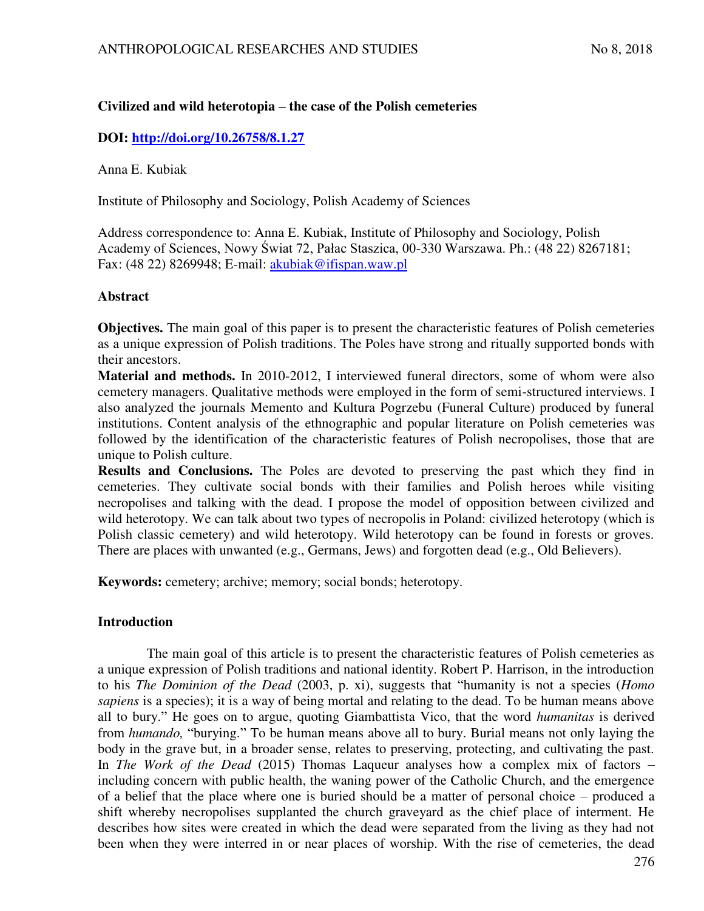# Civilized and wild heterotopia – the case of the Polish cemeteries

**DOI: http://doi.org/10.26758/8.1.27**

Anna E. Kubiak

Institute of Philosophy and Sociology, Polish Academy of Sciences

Address correspondence to: Anna E. Kubiak, Institute of Philosophy and Sociology, Polish Academy of Sciences, Nowy Świat 72, Pałac Staszica, 00-330 Warszawa. Ph.: (48 22) 8267181; Fax: (48 22) 8269948; E-mail: akubiak@ifispan.waw.pl

## Abstract

**Objectives.** The main goal of this paper is to present the characteristic features of Polish cemeteries as a unique expression of Polish traditions. The Poles have strong and ritually supported bonds with their ancestors.

**Material and methods.** In 2010-2012, I interviewed funeral directors, some of whom were also cemetery managers. Qualitative methods were employed in the form of semi-structured interviews. I also analyzed the journals Memento and Kultura Pogrzebu (Funeral Culture) produced by funeral institutions. Content analysis of the ethnographic and popular literature on Polish cemeteries was followed by the identification of the characteristic features of Polish necropolises, those that are unique to Polish culture.

**Results and Conclusions.** The Poles are devoted to preserving the past which they find in cemeteries. They cultivate social bonds with their families and Polish heroes while visiting necropolises and talking with the dead. I propose the model of opposition between civilized and wild heterotopy. We can talk about two types of necropolis in Poland: civilized heterotopy (which is Polish classic cemetery) and wild heterotopy. Wild heterotopy can be found in forests or groves. There are places with unwanted (e.g., Germans, Jews) and forgotten dead (e.g., Old Believers).

**Keywords:** cemetery; archive; memory; social bonds; heterotopy.

## Introduction

The main goal of this article is to present the characteristic features of Polish cemeteries as a unique expression of Polish traditions and national identity. Robert P. Harrison, in the introduction to his *The Dominion of the Dead* (2003, p. xi), suggests that "humanity is not a species (*Homo sapiens* is a species); it is a way of being mortal and relating to the dead. To be human means above all to bury." He goes on to argue, quoting Giambattista Vico, that the word *humanitas* is derived from *humando,* "burying." To be human means above all to bury. Burial means not only laying the body in the grave but, in a broader sense, relates to preserving, protecting, and cultivating the past. In *The Work of the Dead* (2015) Thomas Laqueur analyses how a complex mix of factors – including concern with public health, the waning power of the Catholic Church, and the emergence of a belief that the place where one is buried should be a matter of personal choice – produced a shift whereby necropolises supplanted the church graveyard as the chief place of interment. He describes how sites were created in which the dead were separated from the living as they had not been when they were interred in or near places of worship. With the rise of cemeteries, the dead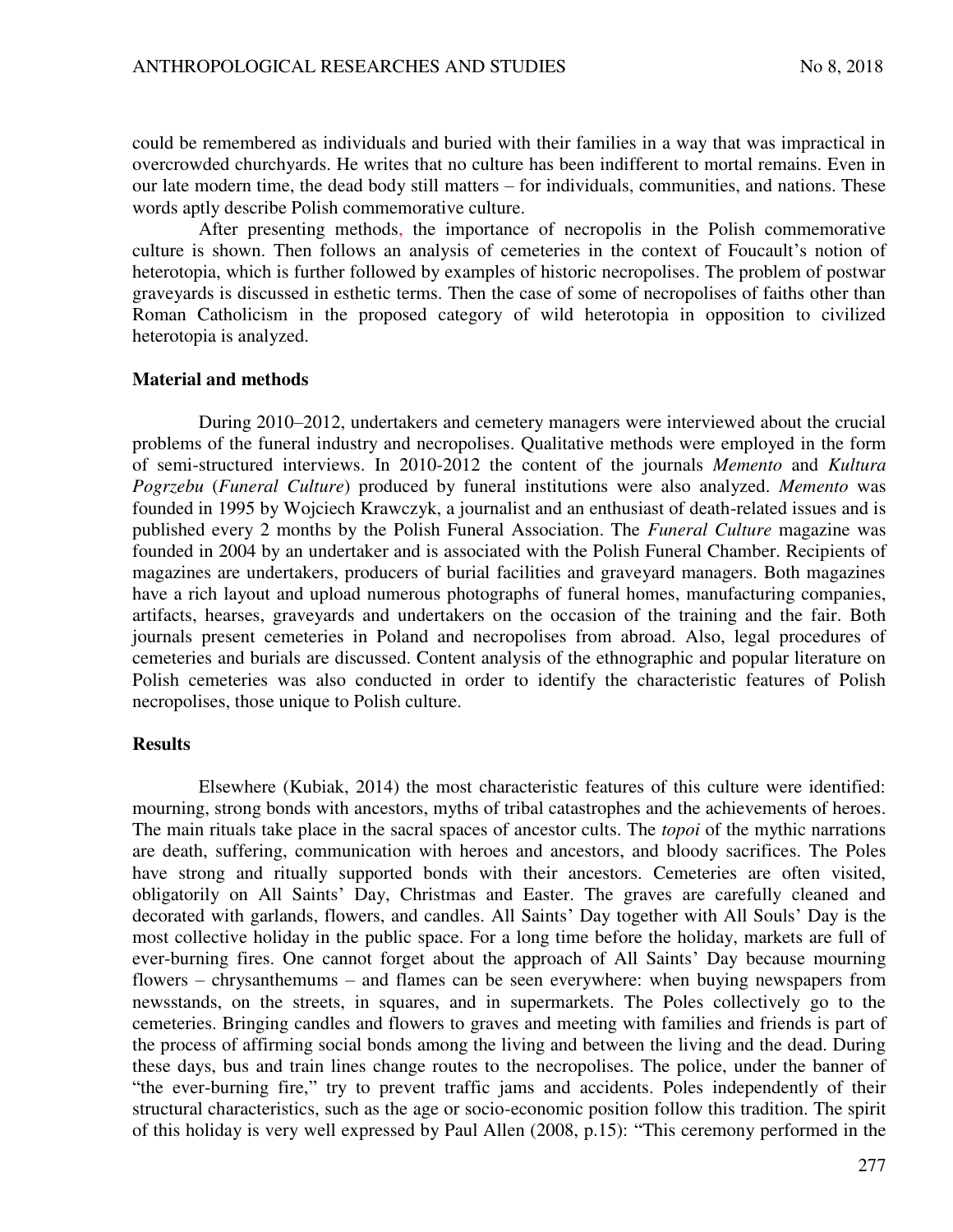could be remembered as individuals and buried with their families in a way that was impractical in overcrowded churchyards. He writes that no culture has been indifferent to mortal remains. Even in our late modern time, the dead body still matters – for individuals, communities, and nations. These words aptly describe Polish commemorative culture.

After presenting methods, the importance of necropolis in the Polish commemorative culture is shown. Then follows an analysis of cemeteries in the context of Foucault's notion of heterotopia, which is further followed by examples of historic necropolises. The problem of postwar graveyards is discussed in esthetic terms. Then the case of some of necropolises of faiths other than Roman Catholicism in the proposed category of wild heterotopia in opposition to civilized heterotopia is analyzed.

**Material and methods**

During 2010–2012, undertakers and cemetery managers were interviewed about the crucial problems of the funeral industry and necropolises. Qualitative methods were employed in the form of semi-structured interviews. In 2010-2012 the content of the journals *Memento* and *Kultura Pogrzebu* (*Funeral Culture*) produced by funeral institutions were also analyzed. *Memento* was founded in 1995 by Wojciech Krawczyk, a journalist and an enthusiast of death-related issues and is published every 2 months by the Polish Funeral Association. The *Funeral Culture* magazine was founded in 2004 by an undertaker and is associated with the Polish Funeral Chamber. Recipients of magazines are undertakers, producers of burial facilities and graveyard managers. Both magazines have a rich layout and upload numerous photographs of funeral homes, manufacturing companies, artifacts, hearses, graveyards and undertakers on the occasion of the training and the fair. Both journals present cemeteries in Poland and necropolises from abroad. Also, legal procedures of cemeteries and burials are discussed. Content analysis of the ethnographic and popular literature on Polish cemeteries was also conducted in order to identify the characteristic features of Polish necropolises, those unique to Polish culture.

**Results**

Elsewhere (Kubiak, 2014) the most characteristic features of this culture were identified: mourning, strong bonds with ancestors, myths of tribal catastrophes and the achievements of heroes. The main rituals take place in the sacral spaces of ancestor cults. The *topoi* of the mythic narrations are death, suffering, communication with heroes and ancestors, and bloody sacrifices. The Poles have strong and ritually supported bonds with their ancestors. Cemeteries are often visited, obligatorily on All Saints' Day, Christmas and Easter. The graves are carefully cleaned and decorated with garlands, flowers, and candles. All Saints' Day together with All Souls' Day is the most collective holiday in the public space. For a long time before the holiday, markets are full of ever-burning fires. One cannot forget about the approach of All Saints' Day because mourning flowers – chrysanthemums – and flames can be seen everywhere: when buying newspapers from newsstands, on the streets, in squares, and in supermarkets. The Poles collectively go to the cemeteries. Bringing candles and flowers to graves and meeting with families and friends is part of the process of affirming social bonds among the living and between the living and the dead. During these days, bus and train lines change routes to the necropolises. The police, under the banner of "the ever-burning fire," try to prevent traffic jams and accidents. Poles independently of their structural characteristics, such as the age or socio-economic position follow this tradition. The spirit of this holiday is very well expressed by Paul Allen (2008, p.15): "This ceremony performed in the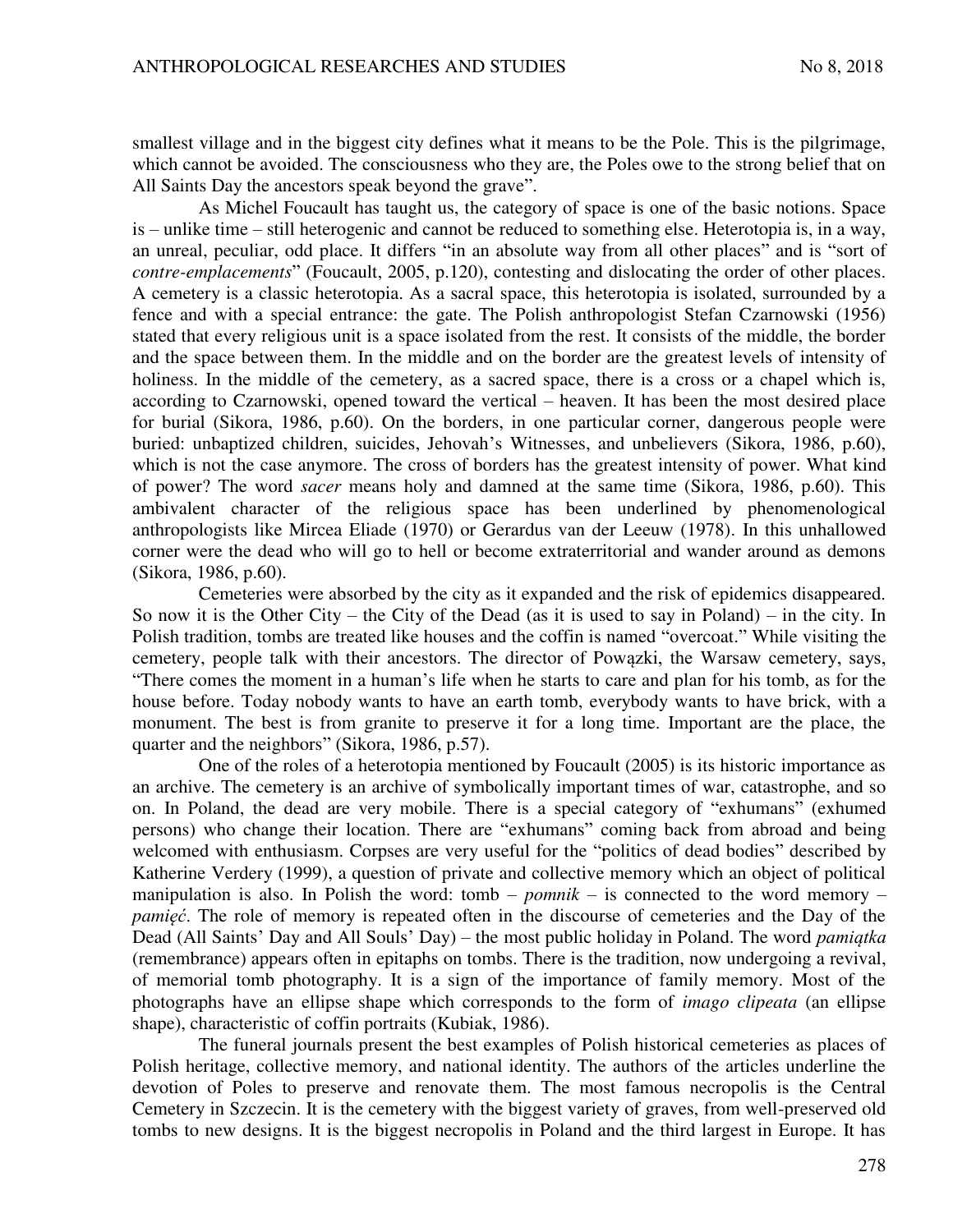smallest village and in the biggest city defines what it means to be the Pole. This is the pilgrimage, which cannot be avoided. The consciousness who they are, the Poles owe to the strong belief that on All Saints Day the ancestors speak beyond the grave".

As Michel Foucault has taught us, the category of space is one of the basic notions. Space is – unlike time – still heterogenic and cannot be reduced to something else. Heterotopia is, in a way, an unreal, peculiar, odd place. It differs "in an absolute way from all other places" and is "sort of *contre-emplacements*" (Foucault, 2005, p.120), contesting and dislocating the order of other places. A cemetery is a classic heterotopia. As a sacral space, this heterotopia is isolated, surrounded by a fence and with a special entrance: the gate. The Polish anthropologist Stefan Czarnowski (1956) stated that every religious unit is a space isolated from the rest. It consists of the middle, the border and the space between them. In the middle and on the border are the greatest levels of intensity of holiness. In the middle of the cemetery, as a sacred space, there is a cross or a chapel which is, according to Czarnowski, opened toward the vertical – heaven. It has been the most desired place for burial (Sikora, 1986, p.60). On the borders, in one particular corner, dangerous people were buried: unbaptized children, suicides, Jehovah's Witnesses, and unbelievers (Sikora, 1986, p.60), which is not the case anymore. The cross of borders has the greatest intensity of power. What kind of power? The word *sacer* means holy and damned at the same time (Sikora, 1986, p.60). This ambivalent character of the religious space has been underlined by phenomenological anthropologists like Mircea Eliade (1970) or Gerardus van der Leeuw (1978). In this unhallowed corner were the dead who will go to hell or become extraterritorial and wander around as demons (Sikora, 1986, p.60).

Cemeteries were absorbed by the city as it expanded and the risk of epidemics disappeared. So now it is the Other City – the City of the Dead (as it is used to say in Poland) – in the city. In Polish tradition, tombs are treated like houses and the coffin is named "overcoat." While visiting the cemetery, people talk with their ancestors. The director of Powązki, the Warsaw cemetery, says, "There comes the moment in a human's life when he starts to care and plan for his tomb, as for the house before. Today nobody wants to have an earth tomb, everybody wants to have brick, with a monument. The best is from granite to preserve it for a long time. Important are the place, the quarter and the neighbors" (Sikora, 1986, p.57).

One of the roles of a heterotopia mentioned by Foucault (2005) is its historic importance as an archive. The cemetery is an archive of symbolically important times of war, catastrophe, and so on. In Poland, the dead are very mobile. There is a special category of "exhumans" (exhumed persons) who change their location. There are "exhumans" coming back from abroad and being welcomed with enthusiasm. Corpses are very useful for the "politics of dead bodies" described by Katherine Verdery (1999), a question of private and collective memory which an object of political manipulation is also. In Polish the word: tomb – *pomnik* – is connected to the word memory – *pamięć*. The role of memory is repeated often in the discourse of cemeteries and the Day of the Dead (All Saints' Day and All Souls' Day) – the most public holiday in Poland. The word *pamiątka* (remembrance) appears often in epitaphs on tombs. There is the tradition, now undergoing a revival, of memorial tomb photography. It is a sign of the importance of family memory. Most of the photographs have an ellipse shape which corresponds to the form of *imago clipeata* (an ellipse shape), characteristic of coffin portraits (Kubiak, 1986).

The funeral journals present the best examples of Polish historical cemeteries as places of Polish heritage, collective memory, and national identity. The authors of the articles underline the devotion of Poles to preserve and renovate them. The most famous necropolis is the Central Cemetery in Szczecin. It is the cemetery with the biggest variety of graves, from well-preserved old tombs to new designs. It is the biggest necropolis in Poland and the third largest in Europe. It has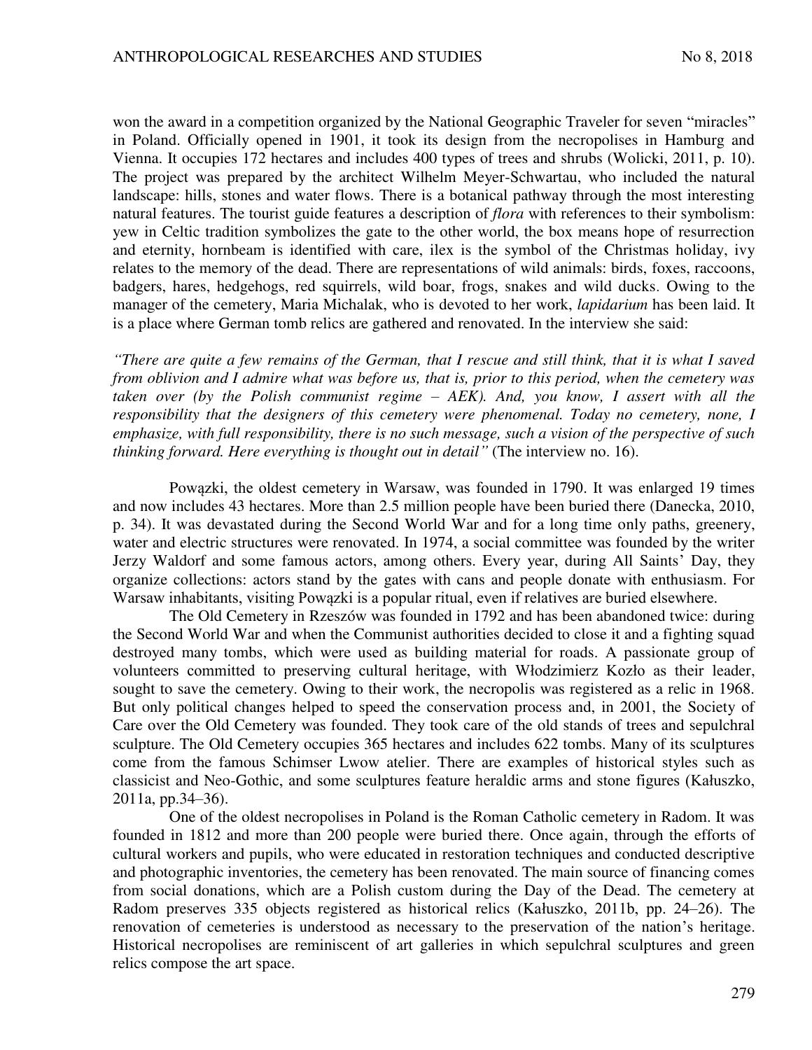won the award in a competition organized by the National Geographic Traveler for seven "miracles" in Poland. Officially opened in 1901, it took its design from the necropolises in Hamburg and Vienna. It occupies 172 hectares and includes 400 types of trees and shrubs (Wolicki, 2011, p. 10). The project was prepared by the architect Wilhelm Meyer-Schwartau, who included the natural landscape: hills, stones and water flows. There is a botanical pathway through the most interesting natural features. The tourist guide features a description of *flora* with references to their symbolism: yew in Celtic tradition symbolizes the gate to the other world, the box means hope of resurrection and eternity, hornbeam is identified with care, ilex is the symbol of the Christmas holiday, ivy relates to the memory of the dead. There are representations of wild animals: birds, foxes, raccoons, badgers, hares, hedgehogs, red squirrels, wild boar, frogs, snakes and wild ducks. Owing to the manager of the cemetery, Maria Michalak, who is devoted to her work, *lapidarium* has been laid. It is a place where German tomb relics are gathered and renovated. In the interview she said:

*"There are quite a few remains of the German, that I rescue and still think, that it is what I saved from oblivion and I admire what was before us, that is, prior to this period, when the cemetery was taken over (by the Polish communist regime – AEK). And, you know, I assert with all the responsibility that the designers of this cemetery were phenomenal. Today no cemetery, none, I emphasize, with full responsibility, there is no such message, such a vision of the perspective of such thinking forward. Here everything is thought out in detail"* (The interview no. 16).

Powązki, the oldest cemetery in Warsaw, was founded in 1790. It was enlarged 19 times and now includes 43 hectares. More than 2.5 million people have been buried there (Danecka, 2010, p. 34). It was devastated during the Second World War and for a long time only paths, greenery, water and electric structures were renovated. In 1974, a social committee was founded by the writer Jerzy Waldorf and some famous actors, among others. Every year, during All Saints' Day, they organize collections: actors stand by the gates with cans and people donate with enthusiasm. For Warsaw inhabitants, visiting Powązki is a popular ritual, even if relatives are buried elsewhere.

The Old Cemetery in Rzeszów was founded in 1792 and has been abandoned twice: during the Second World War and when the Communist authorities decided to close it and a fighting squad destroyed many tombs, which were used as building material for roads. A passionate group of volunteers committed to preserving cultural heritage, with Włodzimierz Kozło as their leader, sought to save the cemetery. Owing to their work, the necropolis was registered as a relic in 1968. But only political changes helped to speed the conservation process and, in 2001, the Society of Care over the Old Cemetery was founded. They took care of the old stands of trees and sepulchral sculpture. The Old Cemetery occupies 365 hectares and includes 622 tombs. Many of its sculptures come from the famous Schimser Lwow atelier. There are examples of historical styles such as classicist and Neo-Gothic, and some sculptures feature heraldic arms and stone figures (Kałuszko, 2011a, pp.34–36).

One of the oldest necropolises in Poland is the Roman Catholic cemetery in Radom. It was founded in 1812 and more than 200 people were buried there. Once again, through the efforts of cultural workers and pupils, who were educated in restoration techniques and conducted descriptive and photographic inventories, the cemetery has been renovated. The main source of financing comes from social donations, which are a Polish custom during the Day of the Dead. The cemetery at Radom preserves 335 objects registered as historical relics (Kałuszko, 2011b, pp. 24–26). The renovation of cemeteries is understood as necessary to the preservation of the nation's heritage. Historical necropolises are reminiscent of art galleries in which sepulchral sculptures and green relics compose the art space.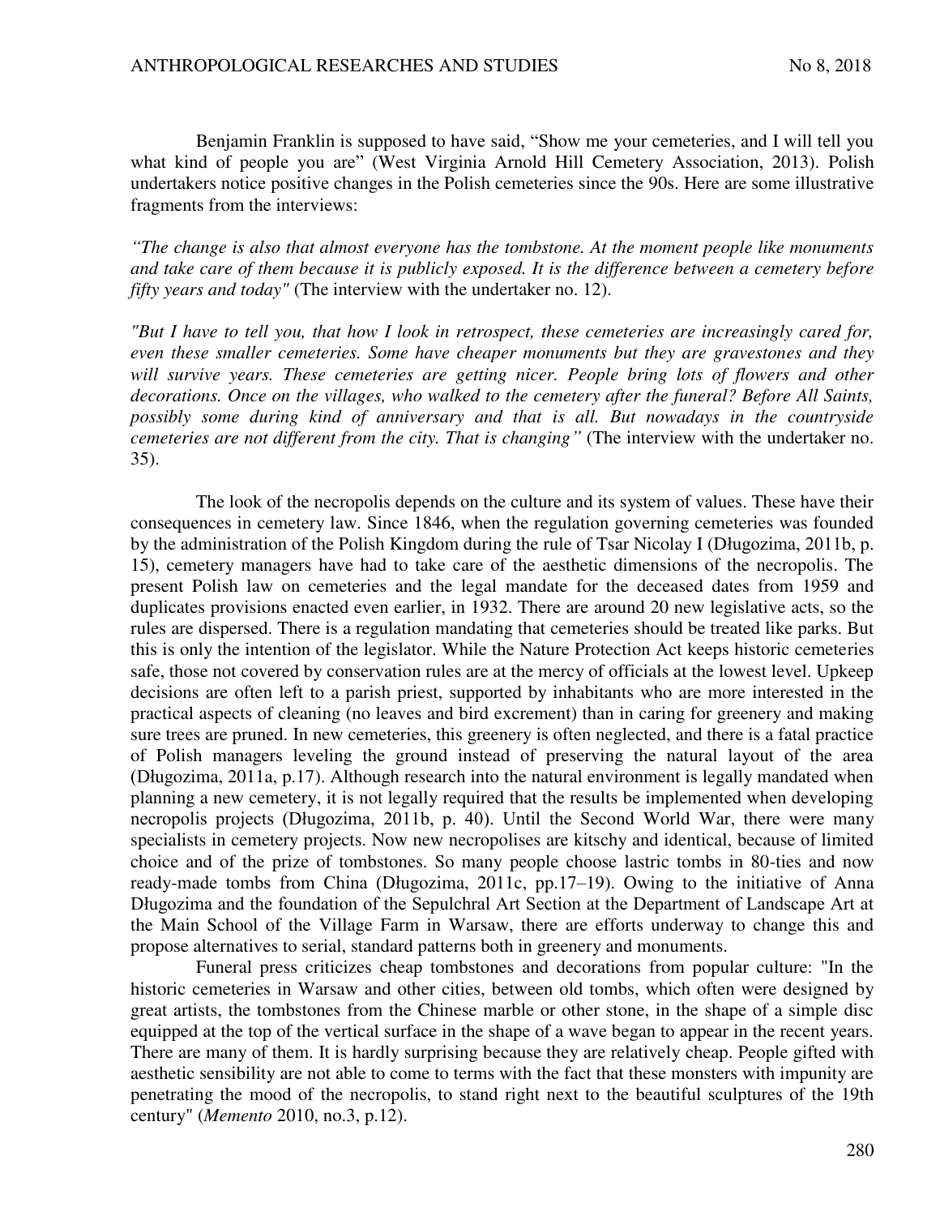Benjamin Franklin is supposed to have said, "Show me your cemeteries, and I will tell you what kind of people you are" (West Virginia Arnold Hill Cemetery Association, 2013). Polish undertakers notice positive changes in the Polish cemeteries since the 90s. Here are some illustrative fragments from the interviews:

*"The change is also that almost everyone has the tombstone. At the moment people like monuments and take care of them because it is publicly exposed. It is the difference between a cemetery before fifty years and today"* (The interview with the undertaker no. 12).

*"But I have to tell you, that how I look in retrospect, these cemeteries are increasingly cared for, even these smaller cemeteries. Some have cheaper monuments but they are gravestones and they will survive years. These cemeteries are getting nicer. People bring lots of flowers and other decorations. Once on the villages, who walked to the cemetery after the funeral? Before All Saints, possibly some during kind of anniversary and that is all. But nowadays in the countryside cemeteries are not different from the city. That is changing"* (The interview with the undertaker no. 35).

The look of the necropolis depends on the culture and its system of values. These have their consequences in cemetery law. Since 1846, when the regulation governing cemeteries was founded by the administration of the Polish Kingdom during the rule of Tsar Nicolay I (Długozima, 2011b, p. 15), cemetery managers have had to take care of the aesthetic dimensions of the necropolis. The present Polish law on cemeteries and the legal mandate for the deceased dates from 1959 and duplicates provisions enacted even earlier, in 1932. There are around 20 new legislative acts, so the rules are dispersed. There is a regulation mandating that cemeteries should be treated like parks. But this is only the intention of the legislator. While the Nature Protection Act keeps historic cemeteries safe, those not covered by conservation rules are at the mercy of officials at the lowest level. Upkeep decisions are often left to a parish priest, supported by inhabitants who are more interested in the practical aspects of cleaning (no leaves and bird excrement) than in caring for greenery and making sure trees are pruned. In new cemeteries, this greenery is often neglected, and there is a fatal practice of Polish managers leveling the ground instead of preserving the natural layout of the area (Długozima, 2011a, p.17). Although research into the natural environment is legally mandated when planning a new cemetery, it is not legally required that the results be implemented when developing necropolis projects (Długozima, 2011b, p. 40). Until the Second World War, there were many specialists in cemetery projects. Now new necropolises are kitschy and identical, because of limited choice and of the prize of tombstones. So many people choose lastric tombs in 80-ties and now ready-made tombs from China (Długozima, 2011c, pp.17–19). Owing to the initiative of Anna Długozima and the foundation of the Sepulchral Art Section at the Department of Landscape Art at the Main School of the Village Farm in Warsaw, there are efforts underway to change this and propose alternatives to serial, standard patterns both in greenery and monuments.

Funeral press criticizes cheap tombstones and decorations from popular culture: "In the historic cemeteries in Warsaw and other cities, between old tombs, which often were designed by great artists, the tombstones from the Chinese marble or other stone, in the shape of a simple disc equipped at the top of the vertical surface in the shape of a wave began to appear in the recent years. There are many of them. It is hardly surprising because they are relatively cheap. People gifted with aesthetic sensibility are not able to come to terms with the fact that these monsters with impunity are penetrating the mood of the necropolis, to stand right next to the beautiful sculptures of the 19th century" (*Memento* 2010, no.3, p.12).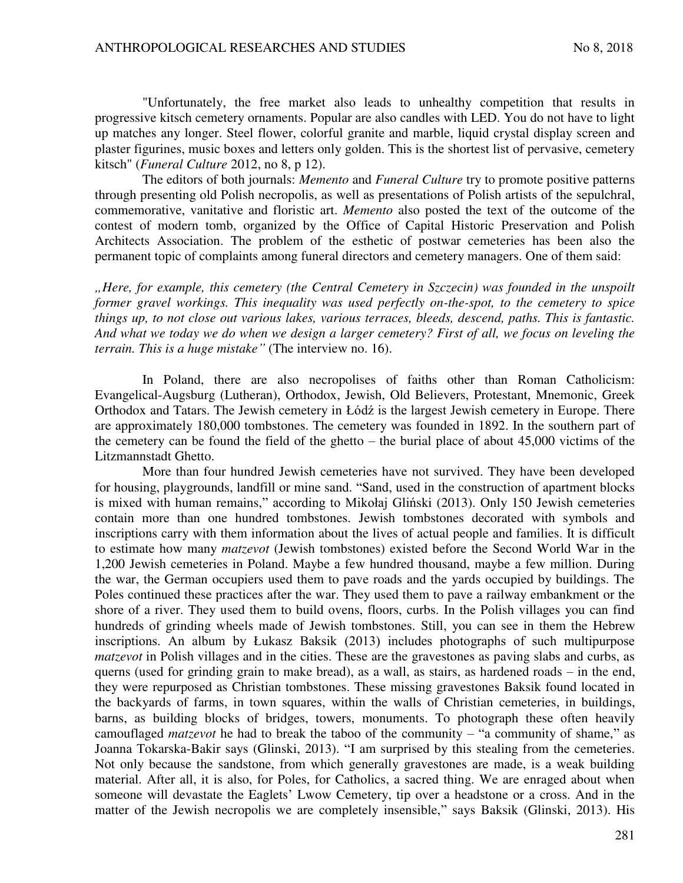"Unfortunately, the free market also leads to unhealthy competition that results in progressive kitsch cemetery ornaments. Popular are also candles with LED. You do not have to light up matches any longer. Steel flower, colorful granite and marble, liquid crystal display screen and plaster figurines, music boxes and letters only golden. This is the shortest list of pervasive, cemetery kitsch" (*Funeral Culture* 2012, no 8, p 12).

The editors of both journals: *Memento* and *Funeral Culture* try to promote positive patterns through presenting old Polish necropolis, as well as presentations of Polish artists of the sepulchral, commemorative, vanitative and floristic art. *Memento* also posted the text of the outcome of the contest of modern tomb, organized by the Office of Capital Historic Preservation and Polish Architects Association. The problem of the esthetic of postwar cemeteries has been also the permanent topic of complaints among funeral directors and cemetery managers. One of them said:

*„Here, for example, this cemetery (the Central Cemetery in Szczecin) was founded in the unspoilt former gravel workings. This inequality was used perfectly on-the-spot, to the cemetery to spice things up, to not close out various lakes, various terraces, bleeds, descend, paths. This is fantastic. And what we today we do when we design a larger cemetery? First of all, we focus on leveling the terrain. This is a huge mistake"* (The interview no. 16).

In Poland, there are also necropolises of faiths other than Roman Catholicism: Evangelical-Augsburg (Lutheran), Orthodox, Jewish, Old Believers, Protestant, Mnemonic, Greek Orthodox and Tatars. The Jewish cemetery in Łódź is the largest Jewish cemetery in Europe. There are approximately 180,000 tombstones. The cemetery was founded in 1892. In the southern part of the cemetery can be found the field of the ghetto – the burial place of about 45,000 victims of the Litzmannstadt Ghetto.

More than four hundred Jewish cemeteries have not survived. They have been developed for housing, playgrounds, landfill or mine sand. "Sand, used in the construction of apartment blocks is mixed with human remains," according to Mikołaj Gliński (2013). Only 150 Jewish cemeteries contain more than one hundred tombstones. Jewish tombstones decorated with symbols and inscriptions carry with them information about the lives of actual people and families. It is difficult to estimate how many *matzevot* (Jewish tombstones) existed before the Second World War in the 1,200 Jewish cemeteries in Poland. Maybe a few hundred thousand, maybe a few million. During the war, the German occupiers used them to pave roads and the yards occupied by buildings. The Poles continued these practices after the war. They used them to pave a railway embankment or the shore of a river. They used them to build ovens, floors, curbs. In the Polish villages you can find hundreds of grinding wheels made of Jewish tombstones. Still, you can see in them the Hebrew inscriptions. An album by Łukasz Baksik (2013) includes photographs of such multipurpose *matzevot* in Polish villages and in the cities. These are the gravestones as paving slabs and curbs, as querns (used for grinding grain to make bread), as a wall, as stairs, as hardened roads – in the end, they were repurposed as Christian tombstones. These missing gravestones Baksik found located in the backyards of farms, in town squares, within the walls of Christian cemeteries, in buildings, barns, as building blocks of bridges, towers, monuments. To photograph these often heavily camouflaged *matzevot* he had to break the taboo of the community – "a community of shame," as Joanna Tokarska-Bakir says (Glinski, 2013). "I am surprised by this stealing from the cemeteries. Not only because the sandstone, from which generally gravestones are made, is a weak building material. After all, it is also, for Poles, for Catholics, a sacred thing. We are enraged about when someone will devastate the Eaglets' Lwow Cemetery, tip over a headstone or a cross. And in the matter of the Jewish necropolis we are completely insensible," says Baksik (Glinski, 2013). His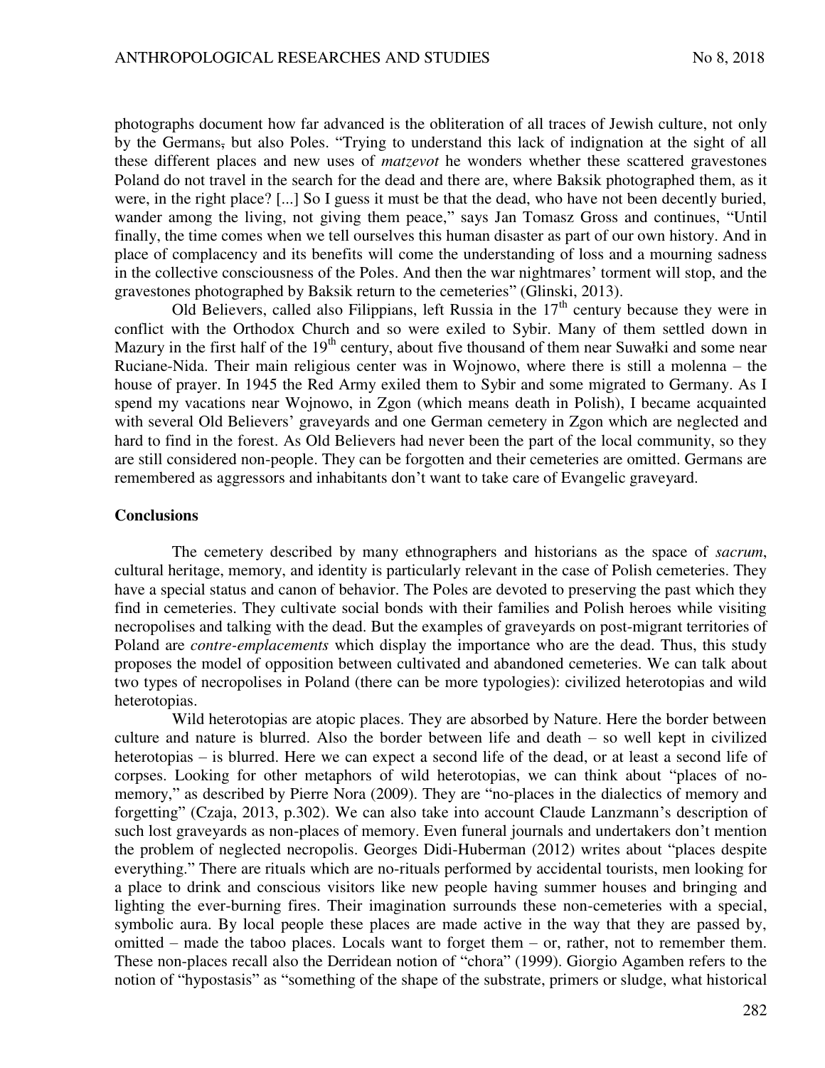photographs document how far advanced is the obliteration of all traces of Jewish culture, not only by the Germans, but also Poles. "Trying to understand this lack of indignation at the sight of all these different places and new uses of *matzevot* he wonders whether these scattered gravestones Poland do not travel in the search for the dead and there are, where Baksik photographed them, as it were, in the right place? [...] So I guess it must be that the dead, who have not been decently buried, wander among the living, not giving them peace," says Jan Tomasz Gross and continues, "Until finally, the time comes when we tell ourselves this human disaster as part of our own history. And in place of complacency and its benefits will come the understanding of loss and a mourning sadness in the collective consciousness of the Poles. And then the war nightmares' torment will stop, and the gravestones photographed by Baksik return to the cemeteries" (Glinski, 2013).

Old Believers, called also Filippians, left Russia in the 17th century because they were in conflict with the Orthodox Church and so were exiled to Sybir. Many of them settled down in Mazury in the first half of the 19th century, about five thousand of them near Suwałki and some near Ruciane-Nida. Their main religious center was in Wojnowo, where there is still a molenna – the house of prayer. In 1945 the Red Army exiled them to Sybir and some migrated to Germany. As I spend my vacations near Wojnowo, in Zgon (which means death in Polish), I became acquainted with several Old Believers' graveyards and one German cemetery in Zgon which are neglected and hard to find in the forest. As Old Believers had never been the part of the local community, so they are still considered non-people. They can be forgotten and their cemeteries are omitted. Germans are remembered as aggressors and inhabitants don't want to take care of Evangelic graveyard.

**Conclusions**

The cemetery described by many ethnographers and historians as the space of *sacrum*, cultural heritage, memory, and identity is particularly relevant in the case of Polish cemeteries. They have a special status and canon of behavior. The Poles are devoted to preserving the past which they find in cemeteries. They cultivate social bonds with their families and Polish heroes while visiting necropolises and talking with the dead. But the examples of graveyards on post-migrant territories of Poland are *contre-emplacements* which display the importance who are the dead. Thus, this study proposes the model of opposition between cultivated and abandoned cemeteries. We can talk about two types of necropolises in Poland (there can be more typologies): civilized heterotopias and wild heterotopias.

Wild heterotopias are atopic places. They are absorbed by Nature. Here the border between culture and nature is blurred. Also the border between life and death – so well kept in civilized heterotopias – is blurred. Here we can expect a second life of the dead, or at least a second life of corpses. Looking for other metaphors of wild heterotopias, we can think about "places of no-memory," as described by Pierre Nora (2009). They are "no-places in the dialectics of memory and forgetting" (Czaja, 2013, p.302). We can also take into account Claude Lanzmann's description of such lost graveyards as non-places of memory. Even funeral journals and undertakers don't mention the problem of neglected necropolis. Georges Didi-Huberman (2012) writes about "places despite everything." There are rituals which are no-rituals performed by accidental tourists, men looking for a place to drink and conscious visitors like new people having summer houses and bringing and lighting the ever-burning fires. Their imagination surrounds these non-cemeteries with a special, symbolic aura. By local people these places are made active in the way that they are passed by, omitted – made the taboo places. Locals want to forget them – or, rather, not to remember them. These non-places recall also the Derridean notion of "chora" (1999). Giorgio Agamben refers to the notion of "hypostasis" as "something of the shape of the substrate, primers or sludge, what historical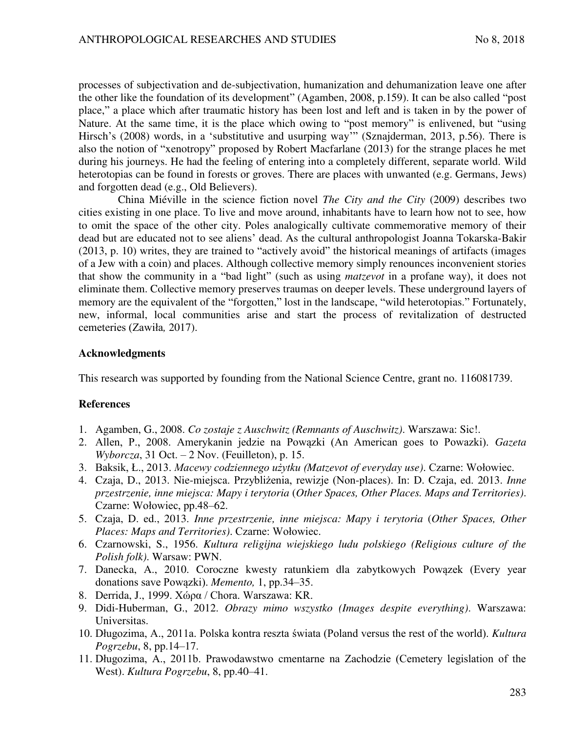processes of subjectivation and de-subjectivation, humanization and dehumanization leave one after the other like the foundation of its development" (Agamben, 2008, p.159). It can be also called "post place," a place which after traumatic history has been lost and left and is taken in by the power of Nature. At the same time, it is the place which owing to "post memory" is enlivened, but "using Hirsch's (2008) words, in a 'substitutive and usurping way'" (Sznajderman, 2013, p.56). There is also the notion of "xenotropy" proposed by Robert Macfarlane (2013) for the strange places he met during his journeys. He had the feeling of entering into a completely different, separate world. Wild heterotopias can be found in forests or groves. There are places with unwanted (e.g. Germans, Jews) and forgotten dead (e.g., Old Believers).

China Miéville in the science fiction novel *The City and the City* (2009) describes two cities existing in one place. To live and move around, inhabitants have to learn how not to see, how to omit the space of the other city. Poles analogically cultivate commemorative memory of their dead but are educated not to see aliens' dead. As the cultural anthropologist Joanna Tokarska-Bakir (2013, p. 10) writes, they are trained to "actively avoid" the historical meanings of artifacts (images of a Jew with a coin) and places. Although collective memory simply renounces inconvenient stories that show the community in a "bad light" (such as using *matzevot* in a profane way), it does not eliminate them. Collective memory preserves traumas on deeper levels. These underground layers of memory are the equivalent of the "forgotten," lost in the landscape, "wild heterotopias." Fortunately, new, informal, local communities arise and start the process of revitalization of destructed cemeteries (Zawiła*,* 2017).

### Acknowledgments

This research was supported by founding from the National Science Centre, grant no. 116081739.

### References

1. Agamben, G., 2008. *Co zostaje z Auschwitz (Remnants of Auschwitz)*. Warszawa: Sic!.
2. Allen, P., 2008. Amerykanin jedzie na Powązki (An American goes to Powazki). *Gazeta Wyborcza*, 31 Oct. – 2 Nov. (Feuilleton), p. 15.
3. Baksik, Ł., 2013. *Macewy codziennego użytku (Matzevot of everyday use)*. Czarne: Wołowiec.
4. Czaja, D., 2013. Nie-miejsca. Przybliżenia, rewizje (Non-places). In: D. Czaja, ed. 2013. *Inne przestrzenie, inne miejsca: Mapy i terytoria* (*Other Spaces, Other Places. Maps and Territories)*. Czarne: Wołowiec, pp.48–62.
5. Czaja, D. ed., 2013. *Inne przestrzenie, inne miejsca: Mapy i terytoria* (*Other Spaces, Other Places: Maps and Territories)*. Czarne: Wołowiec.
6. Czarnowski, S., 1956. *Kultura religijna wiejskiego ludu polskiego (Religious culture of the Polish folk)*. Warsaw: PWN.
7. Danecka, A., 2010. Coroczne kwesty ratunkiem dla zabytkowych Powązek (Every year donations save Powązki). *Memento,* 1, pp.34–35.
8. Derrida, J., 1999. Χώρα / Chora. Warszawa: KR.
9. Didi-Huberman, G., 2012. *Obrazy mimo wszystko (Images despite everything)*. Warszawa: Universitas.
10. Długozima, A., 2011a. Polska kontra reszta świata (Poland versus the rest of the world). *Kultura Pogrzebu*, 8, pp.14–17.
11. Długozima, A., 2011b. Prawodawstwo cmentarne na Zachodzie (Cemetery legislation of the West). *Kultura Pogrzebu*, 8, pp.40–41.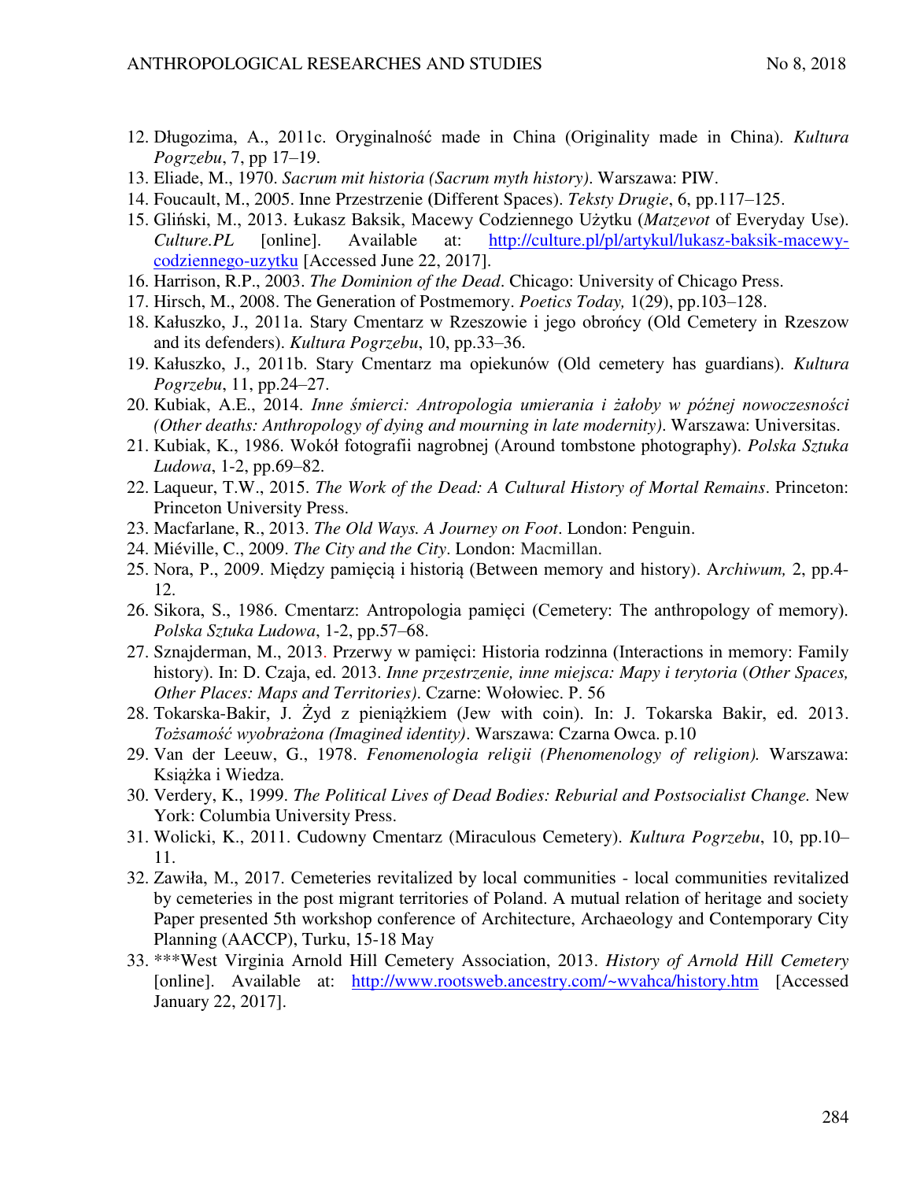12. Długozima, A., 2011c. Oryginalność made in China (Originality made in China). *Kultura Pogrzebu*, 7, pp 17–19.
13. Eliade, M., 1970. *Sacrum mit historia (Sacrum myth history)*. Warszawa: PIW.
14. Foucault, M., 2005. Inne Przestrzenie (Different Spaces). *Teksty Drugie*, 6, pp.117–125.
15. Gliński, M., 2013. Łukasz Baksik, Macewy Codziennego Użytku (*Matzevot* of Everyday Use). *Culture.PL* [online]. Available at: [http://culture.pl/pl/artykul/lukasz-baksik-macewy-codziennego-uzytku](http://culture.pl/pl/artykul/lukasz-baksik-macewy-codziennego-uzytku) [Accessed June 22, 2017].
16. Harrison, R.P., 2003. *The Dominion of the Dead*. Chicago: University of Chicago Press.
17. Hirsch, M., 2008. The Generation of Postmemory. *Poetics Today,* 1(29), pp.103–128.
18. Kałuszko, J., 2011a. Stary Cmentarz w Rzeszowie i jego obrońcy (Old Cemetery in Rzeszow and its defenders). *Kultura Pogrzebu*, 10, pp.33–36.
19. Kałuszko, J., 2011b. Stary Cmentarz ma opiekunów (Old cemetery has guardians). *Kultura Pogrzebu*, 11, pp.24–27.
20. Kubiak, A.E., 2014. *Inne śmierci: Antropologia umierania i żałoby w późnej nowoczesności (Other deaths: Anthropology of dying and mourning in late modernity)*. Warszawa: Universitas.
21. Kubiak, K., 1986. Wokół fotografii nagrobnej (Around tombstone photography). *Polska Sztuka Ludowa*, 1-2, pp.69–82.
22. Laqueur, T.W., 2015. *The Work of the Dead: A Cultural History of Mortal Remains*. Princeton: Princeton University Press.
23. Macfarlane, R., 2013. *The Old Ways. A Journey on Foot*. London: Penguin.
24. Miéville, C., 2009. *The City and the City*. London: Macmillan.
25. Nora, P., 2009. Między pamięcią i historią (Between memory and history). A*rchiwum,* 2, pp.4-12.
26. Sikora, S., 1986. Cmentarz: Antropologia pamięci (Cemetery: The anthropology of memory). *Polska Sztuka Ludowa*, 1-2, pp.57–68.
27. Sznajderman, M., 2013. Przerwy w pamięci: Historia rodzinna (Interactions in memory: Family history). In: D. Czaja, ed. 2013. *Inne przestrzenie, inne miejsca: Mapy i terytoria* (*Other Spaces, Other Places: Maps and Territories)*. Czarne: Wołowiec. P. 56
28. Tokarska-Bakir, J. Żyd z pieniążkiem (Jew with coin). In: J. Tokarska Bakir, ed. 2013. *Tożsamość wyobrażona (Imagined identity)*. Warszawa: Czarna Owca. p.10
29. Van der Leeuw, G., 1978. *Fenomenologia religii (Phenomenology of religion).* Warszawa: Książka i Wiedza.
30. Verdery, K., 1999. *The Political Lives of Dead Bodies: Reburial and Postsocialist Change.* New York: Columbia University Press.
31. Wolicki, K., 2011. Cudowny Cmentarz (Miraculous Cemetery). *Kultura Pogrzebu*, 10, pp.10–11.
32. Zawiła, M., 2017. Cemeteries revitalized by local communities - local communities revitalized by cemeteries in the post migrant territories of Poland. A mutual relation of heritage and society Paper presented 5th workshop conference of Architecture, Archaeology and Contemporary City Planning (AACCP), Turku, 15-18 May
33. ***West Virginia Arnold Hill Cemetery Association, 2013. *History of Arnold Hill Cemetery* [online]. Available at: [http://www.rootsweb.ancestry.com/~wvahca/history.htm](http://www.rootsweb.ancestry.com/~wvahca/history.htm) [Accessed January 22, 2017].